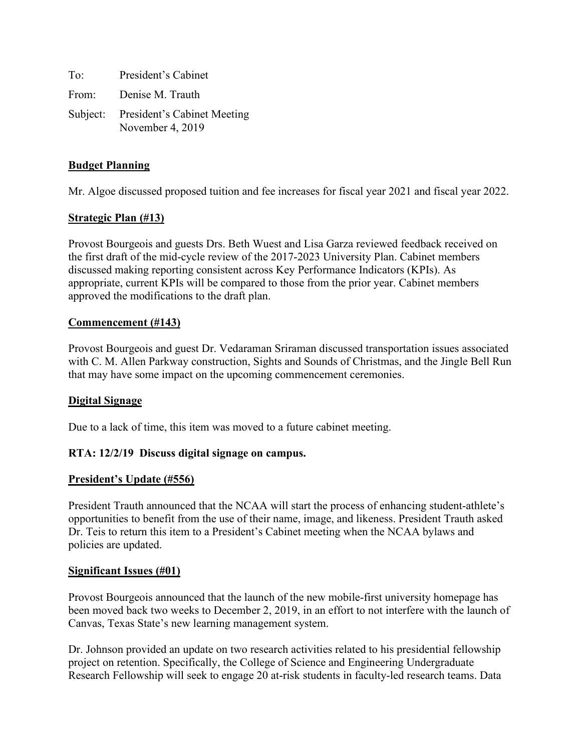To: President's Cabinet

From: Denise M. Trauth

Subject: President's Cabinet Meeting
November 4, 2019

**Budget Planning**

Mr. Algoe discussed proposed tuition and fee increases for fiscal year 2021 and fiscal year 2022.

**Strategic Plan (#13)**

Provost Bourgeois and guests Drs. Beth Wuest and Lisa Garza reviewed feedback received on the first draft of the mid-cycle review of the 2017-2023 University Plan. Cabinet members discussed making reporting consistent across Key Performance Indicators (KPIs). As appropriate, current KPIs will be compared to those from the prior year. Cabinet members approved the modifications to the draft plan.

**Commencement (#143)**

Provost Bourgeois and guest Dr. Vedaraman Sriraman discussed transportation issues associated with C. M. Allen Parkway construction, Sights and Sounds of Christmas, and the Jingle Bell Run that may have some impact on the upcoming commencement ceremonies.

**Digital Signage**

Due to a lack of time, this item was moved to a future cabinet meeting.

**RTA: 12/2/19 Discuss digital signage on campus.**

**President's Update (#556)**

President Trauth announced that the NCAA will start the process of enhancing student-athlete's opportunities to benefit from the use of their name, image, and likeness. President Trauth asked Dr. Teis to return this item to a President's Cabinet meeting when the NCAA bylaws and policies are updated.

**Significant Issues (#01)**

Provost Bourgeois announced that the launch of the new mobile-first university homepage has been moved back two weeks to December 2, 2019, in an effort to not interfere with the launch of Canvas, Texas State's new learning management system.

Dr. Johnson provided an update on two research activities related to his presidential fellowship project on retention. Specifically, the College of Science and Engineering Undergraduate Research Fellowship will seek to engage 20 at-risk students in faculty-led research teams. Data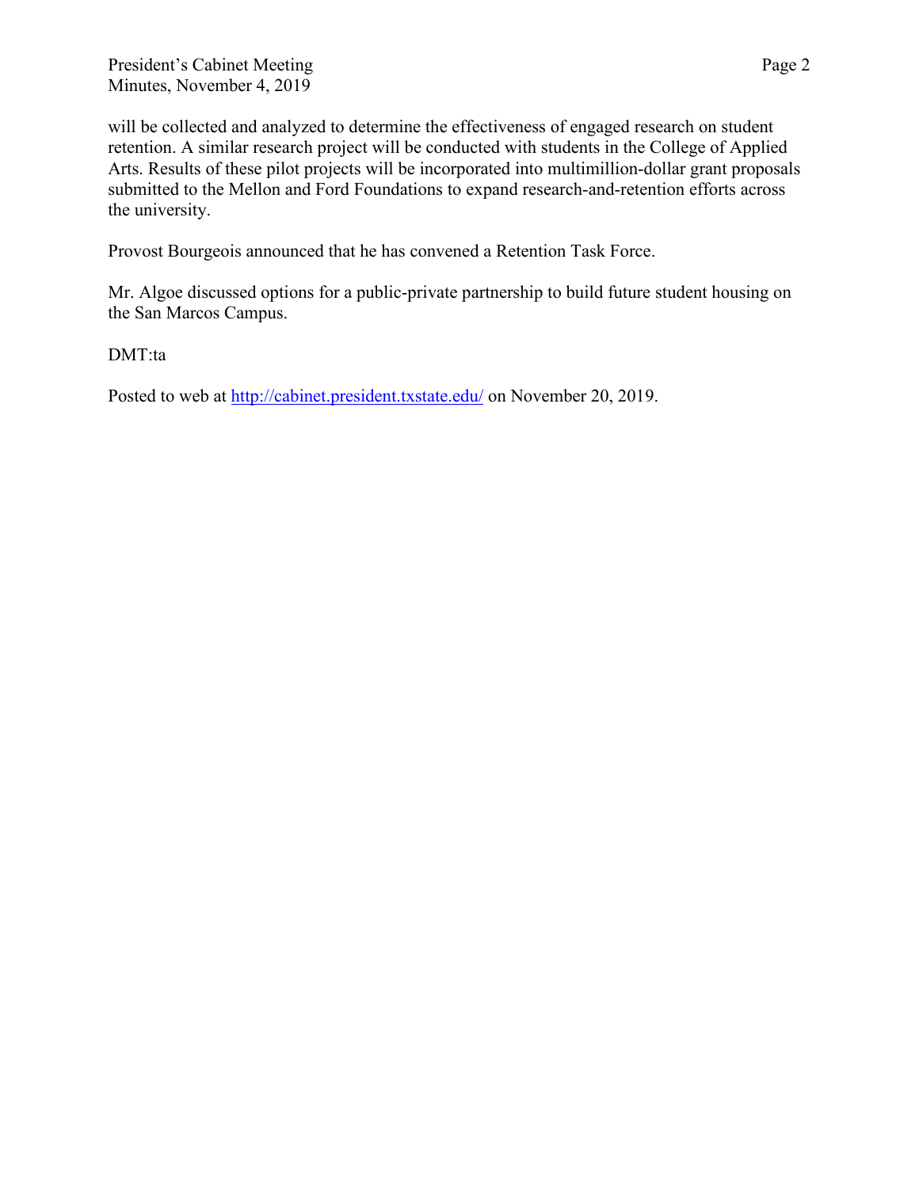will be collected and analyzed to determine the effectiveness of engaged research on student retention. A similar research project will be conducted with students in the College of Applied Arts. Results of these pilot projects will be incorporated into multimillion-dollar grant proposals submitted to the Mellon and Ford Foundations to expand research-and-retention efforts across the university.

Provost Bourgeois announced that he has convened a Retention Task Force.

Mr. Algoe discussed options for a public-private partnership to build future student housing on the San Marcos Campus.

DMT:ta

Posted to web at [http://cabinet.president.txstate.edu/](http://cabinet.president.txstate.edu/) on November 20, 2019.